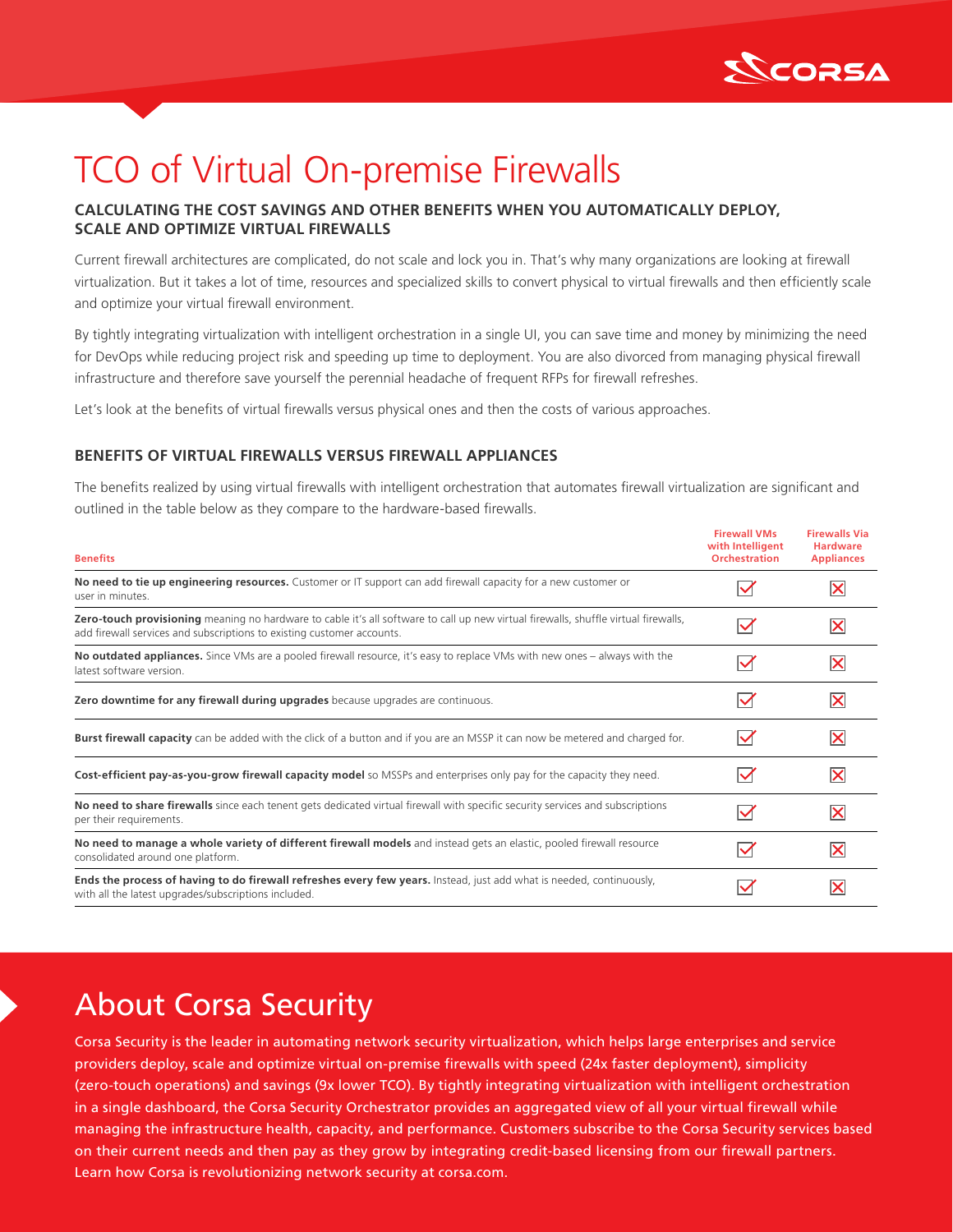# TCO of Virtual On-premise Firewalls

## CALCULATING THE COST SAVINGS AND OTHER BENEFITS WHEN YOU AUTOMATICALLY DEPLOY, SCALE AND OPTIMIZE VIRTUAL FIREWALLS

Current firewall architectures are complicated, do not scale and lock you in. That's why many organizations are looking at firewall virtualization. But it takes a lot of time, resources and specialized skills to convert physical to virtual firewalls and then efficiently scale and optimize your virtual firewall environment.

By tightly integrating virtualization with intelligent orchestration in a single UI, you can save time and money by minimizing the need for DevOps while reducing project risk and speeding up time to deployment. You are also divorced from managing physical firewall infrastructure and therefore save yourself the perennial headache of frequent RFPs for firewall refreshes.

Let's look at the benefits of virtual firewalls versus physical ones and then the costs of various approaches.

### BENEFITS OF VIRTUAL FIREWALLS VERSUS FIREWALL APPLIANCES

The benefits realized by using virtual firewalls with intelligent orchestration that automates firewall virtualization are significant and outlined in the table below as they compare to the hardware-based firewalls.

| Benefits | Firewall VMs with Intelligent Orchestration | Firewalls Via Hardware Appliances |
|---|---|---|
| **No need to tie up engineering resources.** Customer or IT support can add firewall capacity for a new customer or user in minutes. | ✓ | ✗ |
| **Zero-touch provisioning** meaning no hardware to cable it's all software to call up new virtual firewalls, shuffle virtual firewalls, add firewall services and subscriptions to existing customer accounts. | ✓ | ✗ |
| **No outdated appliances.** Since VMs are a pooled firewall resource, it's easy to replace VMs with new ones – always with the latest software version. | ✓ | ✗ |
| **Zero downtime for any firewall during upgrades** because upgrades are continuous. | ✓ | ✗ |
| **Burst firewall capacity** can be added with the click of a button and if you are an MSSP it can now be metered and charged for. | ✓ | ✗ |
| **Cost-efficient pay-as-you-grow firewall capacity model** so MSSPs and enterprises only pay for the capacity they need. | ✓ | ✗ |
| **No need to share firewalls** since each tenent gets dedicated virtual firewall with specific security services and subscriptions per their requirements. | ✓ | ✗ |
| **No need to manage a whole variety of different firewall models** and instead gets an elastic, pooled firewall resource consolidated around one platform. | ✓ | ✗ |
| **Ends the process of having to do firewall refreshes every few years.** Instead, just add what is needed, continuously, with all the latest upgrades/subscriptions included. | ✓ | ✗ |

## About Corsa Security

Corsa Security is the leader in automating network security virtualization, which helps large enterprises and service providers deploy, scale and optimize virtual on-premise firewalls with speed (24x faster deployment), simplicity (zero-touch operations) and savings (9x lower TCO). By tightly integrating virtualization with intelligent orchestration in a single dashboard, the Corsa Security Orchestrator provides an aggregated view of all your virtual firewall while managing the infrastructure health, capacity, and performance. Customers subscribe to the Corsa Security services based on their current needs and then pay as they grow by integrating credit-based licensing from our firewall partners. Learn how Corsa is revolutionizing network security at corsa.com.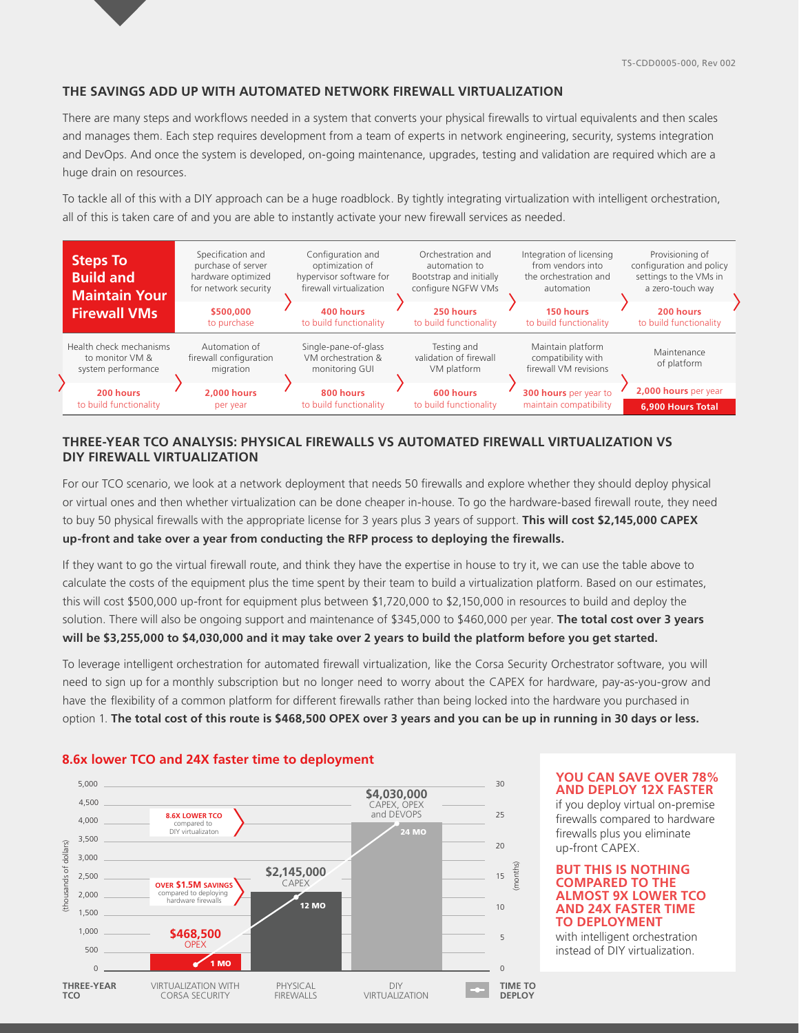## THE SAVINGS ADD UP WITH AUTOMATED NETWORK FIREWALL VIRTUALIZATION

There are many steps and workflows needed in a system that converts your physical firewalls to virtual equivalents and then scales and manages them. Each step requires development from a team of experts in network engineering, security, systems integration and DevOps. And once the system is developed, on-going maintenance, upgrades, testing and validation are required which are a huge drain on resources.

To tackle all of this with a DIY approach can be a huge roadblock. By tightly integrating virtualization with intelligent orchestration, all of this is taken care of and you are able to instantly activate your new firewall services as needed.

| | | | | | |
|---|---|---|---|---|---|
| **Steps To Build and Maintain Your Firewall VMs** | Specification and purchase of server hardware optimized for network security<br>**$500,000** to purchase | Configuration and optimization of hypervisor software for firewall virtualization<br>**400 hours** to build functionality | Orchestration and automation to Bootstrap and initially configure NGFW VMs<br>**250 hours** to build functionality | Integration of licensing from vendors into the orchestration and automation<br>**150 hours** to build functionality | Provisioning of configuration and policy settings to the VMs in a zero-touch way<br>**200 hours** to build functionality |
| Health check mechanisms to monitor VM & system performance<br>**200 hours** to build functionality | Automation of firewall configuration migration<br>**2,000 hours** per year | Single-pane-of-glass VM orchestration & monitoring GUI<br>**800 hours** to build functionality | Testing and validation of firewall VM platform<br>**600 hours** to build functionality | Maintain platform compatibility with firewall VM revisions<br>**300 hours** per year to maintain compatibility | Maintenance of platform<br>**2,000 hours** per year<br>**6,900 Hours Total** |

## THREE-YEAR TCO ANALYSIS: PHYSICAL FIREWALLS VS AUTOMATED FIREWALL VIRTUALIZATION VS DIY FIREWALL VIRTUALIZATION

For our TCO scenario, we look at a network deployment that needs 50 firewalls and explore whether they should deploy physical or virtual ones and then whether virtualization can be done cheaper in-house. To go the hardware-based firewall route, they need to buy 50 physical firewalls with the appropriate license for 3 years plus 3 years of support. **This will cost $2,145,000 CAPEX up-front and take over a year from conducting the RFP process to deploying the firewalls.**

If they want to go the virtual firewall route, and think they have the expertise in house to try it, we can use the table above to calculate the costs of the equipment plus the time spent by their team to build a virtualization platform. Based on our estimates, this will cost $500,000 up-front for equipment plus between $1,720,000 to $2,150,000 in resources to build and deploy the solution. There will also be ongoing support and maintenance of $345,000 to $460,000 per year. **The total cost over 3 years will be $3,255,000 to $4,030,000 and it may take over 2 years to build the platform before you get started.**

To leverage intelligent orchestration for automated firewall virtualization, like the Corsa Security Orchestrator software, you will need to sign up for a monthly subscription but no longer need to worry about the CAPEX for hardware, pay-as-you-grow and have the flexibility of a common platform for different firewalls rather than being locked into the hardware you purchased in option 1. **The total cost of this route is $468,500 OPEX over 3 years and you can be up in running in 30 days or less.**

### 8.6x lower TCO and 24X faster time to deployment

THREE-YEAR TCO (thousands of dollars): 0, 500, 1,000, 1,500, 2,000, 2,500, 3,000, 3,500, 4,000, 4,500, 5,000

TIME TO DEPLOY (months): 0, 5, 10, 15, 20, 25, 30

VIRTUALIZATION WITH CORSA SECURITY: $468,500 OPEX — 1 MO

PHYSICAL FIREWALLS: $2,145,000 CAPEX — 12 MO

DIY VIRTUALIZATION: $4,030,000 CAPEX, OPEX and DEVOPS — 24 MO

8.6X LOWER TCO compared to DIY virtualizaton

OVER $1.5M SAVINGS compared to deploying hardware firewalls

**YOU CAN SAVE OVER 78% AND DEPLOY 12X FASTER** if you deploy virtual on-premise firewalls compared to hardware firewalls plus you eliminate up-front CAPEX.

**BUT THIS IS NOTHING COMPARED TO THE ALMOST 9X LOWER TCO AND 24X FASTER TIME TO DEPLOYMENT** with intelligent orchestration instead of DIY virtualization.